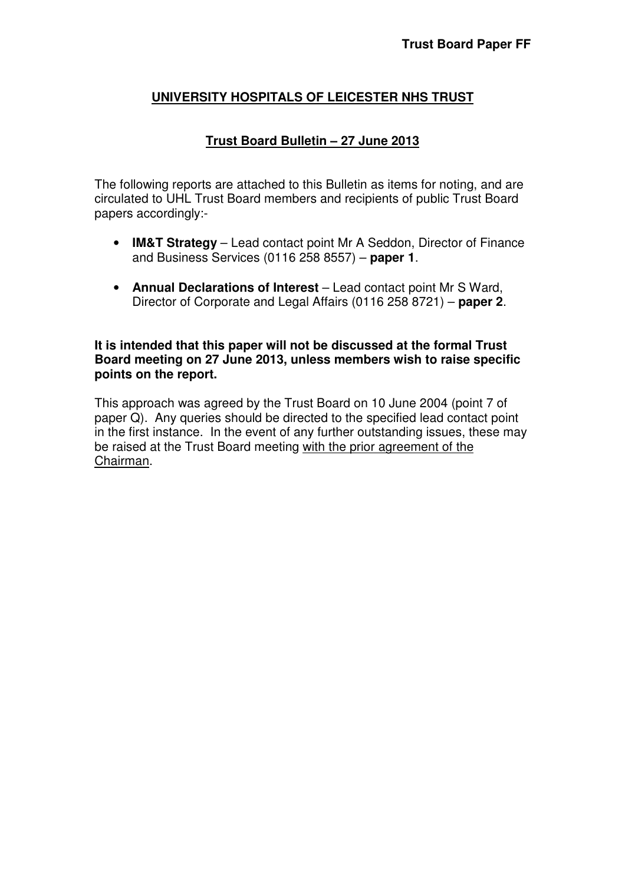**Trust Board Paper FF**

# UNIVERSITY HOSPITALS OF LEICESTER NHS TRUST

## Trust Board Bulletin – 27 June 2013

The following reports are attached to this Bulletin as items for noting, and are circulated to UHL Trust Board members and recipients of public Trust Board papers accordingly:-

- **IM&T Strategy** – Lead contact point Mr A Seddon, Director of Finance and Business Services (0116 258 8557) – **paper 1**.
- **Annual Declarations of Interest** – Lead contact point Mr S Ward, Director of Corporate and Legal Affairs (0116 258 8721) – **paper 2**.

**It is intended that this paper will not be discussed at the formal Trust Board meeting on 27 June 2013, unless members wish to raise specific points on the report.**

This approach was agreed by the Trust Board on 10 June 2004 (point 7 of paper Q). Any queries should be directed to the specified lead contact point in the first instance. In the event of any further outstanding issues, these may be raised at the Trust Board meeting with the prior agreement of the Chairman.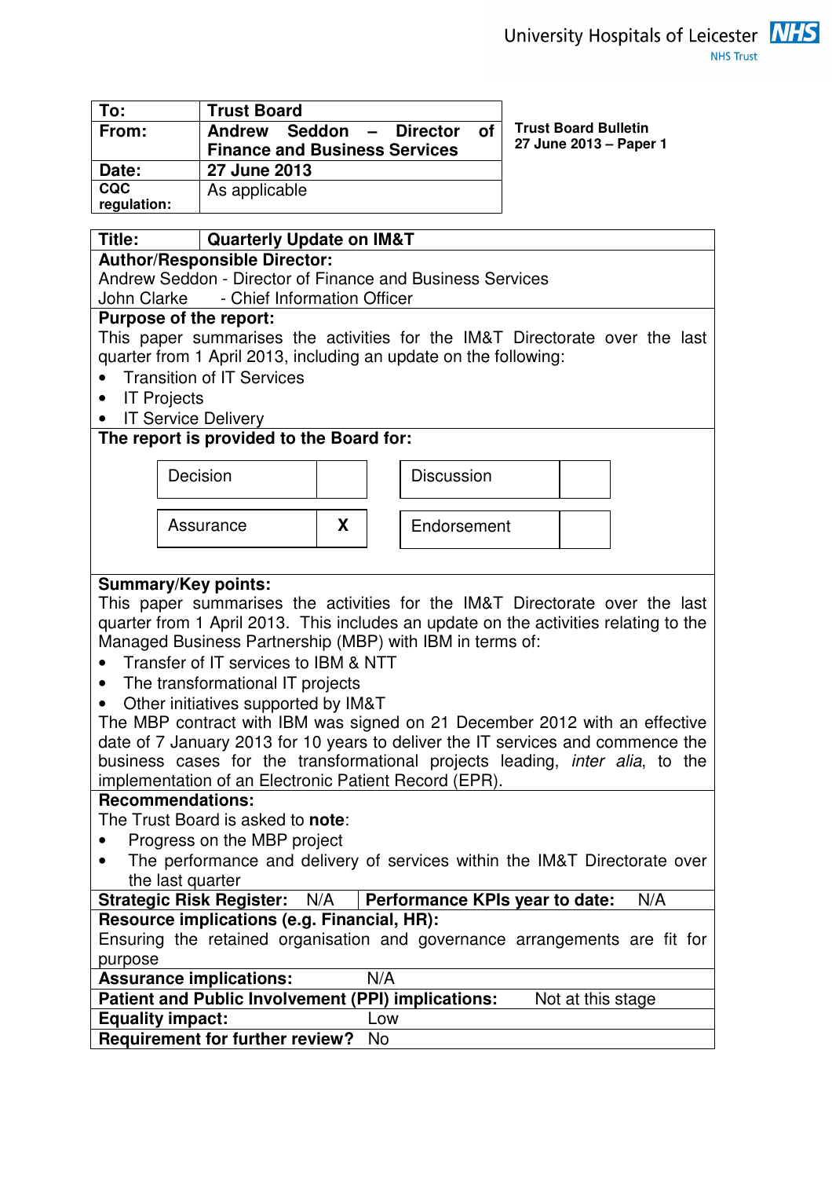University Hospitals of Leicester NHS Trust

| To: | Trust Board |
|---|---|
| From: | Andrew Seddon – Director of Finance and Business Services |
| Date: | 27 June 2013 |
| CQC regulation: | As applicable |

**Trust Board Bulletin**
**27 June 2013 – Paper 1**

**Title:** **Quarterly Update on IM&T**

**Author/Responsible Director:**
Andrew Seddon - Director of Finance and Business Services
John Clarke - Chief Information Officer

**Purpose of the report:**
This paper summarises the activities for the IM&T Directorate over the last quarter from 1 April 2013, including an update on the following:

- Transition of IT Services
- IT Projects
- IT Service Delivery

**The report is provided to the Board for:**

| Decision | | Discussion | |
|---|---|---|---|
| Assurance | X | Endorsement | |

**Summary/Key points:**
This paper summarises the activities for the IM&T Directorate over the last quarter from 1 April 2013. This includes an update on the activities relating to the Managed Business Partnership (MBP) with IBM in terms of:

- Transfer of IT services to IBM & NTT
- The transformational IT projects
- Other initiatives supported by IM&T

The MBP contract with IBM was signed on 21 December 2012 with an effective date of 7 January 2013 for 10 years to deliver the IT services and commence the business cases for the transformational projects leading, *inter alia*, to the implementation of an Electronic Patient Record (EPR).

**Recommendations:**
The Trust Board is asked to **note**:

- Progress on the MBP project
- The performance and delivery of services within the IM&T Directorate over the last quarter

**Strategic Risk Register:** N/A | **Performance KPIs year to date:** N/A

**Resource implications (e.g. Financial, HR):**
Ensuring the retained organisation and governance arrangements are fit for purpose

**Assurance implications:** N/A

**Patient and Public Involvement (PPI) implications:** Not at this stage

**Equality impact:** Low

**Requirement for further review?** No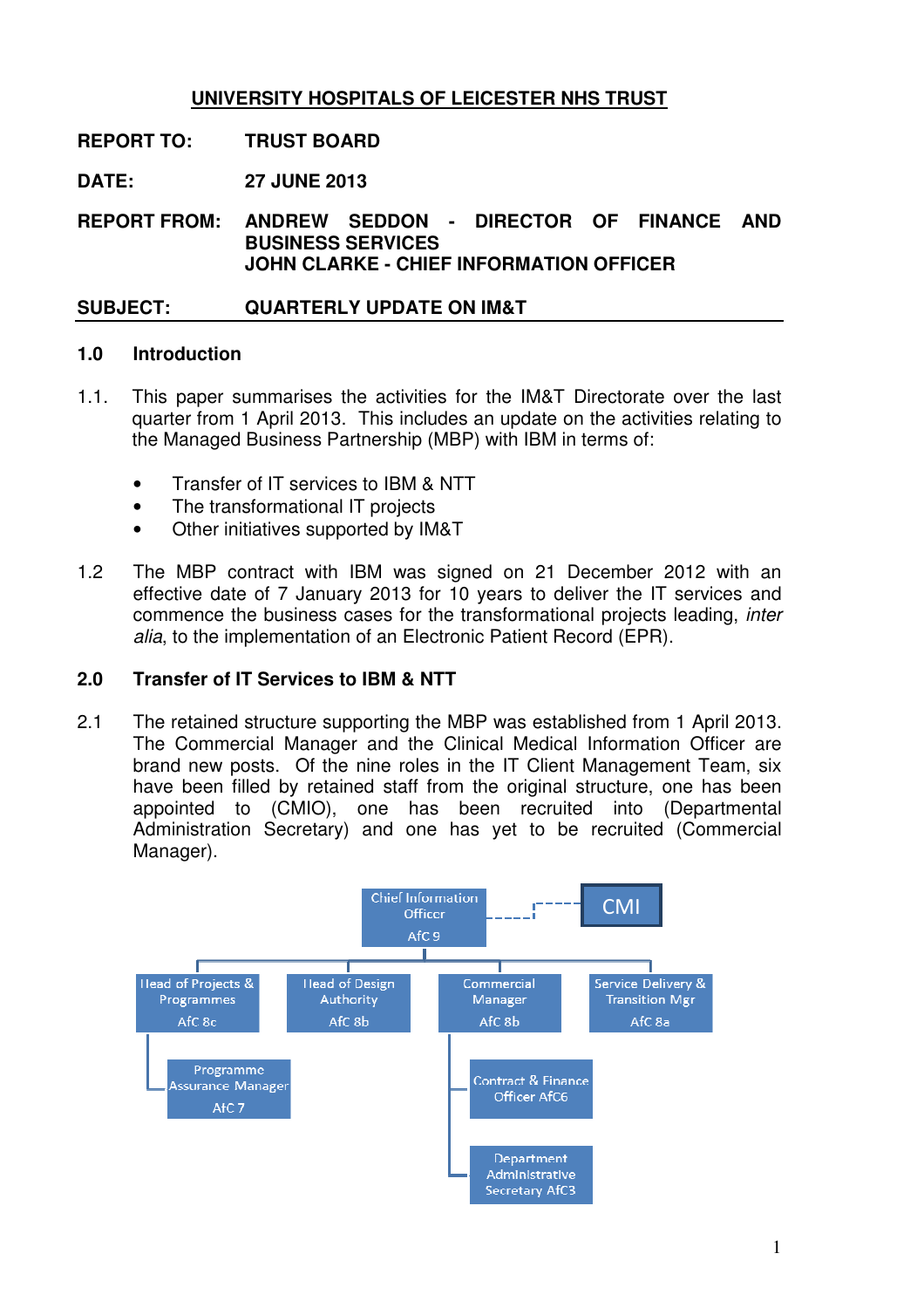# UNIVERSITY HOSPITALS OF LEICESTER NHS TRUST

**REPORT TO:** TRUST BOARD

**DATE:** 27 JUNE 2013

**REPORT FROM:** ANDREW SEDDON - DIRECTOR OF FINANCE AND BUSINESS SERVICES
JOHN CLARKE - CHIEF INFORMATION OFFICER

**SUBJECT:** QUARTERLY UPDATE ON IM&T

## 1.0 Introduction

1.1. This paper summarises the activities for the IM&T Directorate over the last quarter from 1 April 2013. This includes an update on the activities relating to the Managed Business Partnership (MBP) with IBM in terms of:

- Transfer of IT services to IBM & NTT
- The transformational IT projects
- Other initiatives supported by IM&T

1.2 The MBP contract with IBM was signed on 21 December 2012 with an effective date of 7 January 2013 for 10 years to deliver the IT services and commence the business cases for the transformational projects leading, *inter alia*, to the implementation of an Electronic Patient Record (EPR).

## 2.0 Transfer of IT Services to IBM & NTT

2.1 The retained structure supporting the MBP was established from 1 April 2013. The Commercial Manager and the Clinical Medical Information Officer are brand new posts. Of the nine roles in the IT Client Management Team, six have been filled by retained staff from the original structure, one has been appointed to (CMIO), one has been recruited into (Departmental Administration Secretary) and one has yet to be recruited (Commercial Manager).

Chief Information Officer AfC 9 — - - CMI

- Head of Projects & Programmes AfC 8c
  - Programme Assurance Manager AfC 7
- Head of Design Authority AfC 8b
- Commercial Manager AfC 8b
  - Contract & Finance Officer AfC6
  - Department Administrative Secretary AfC3
- Service Delivery & Transition Mgr AfC 8a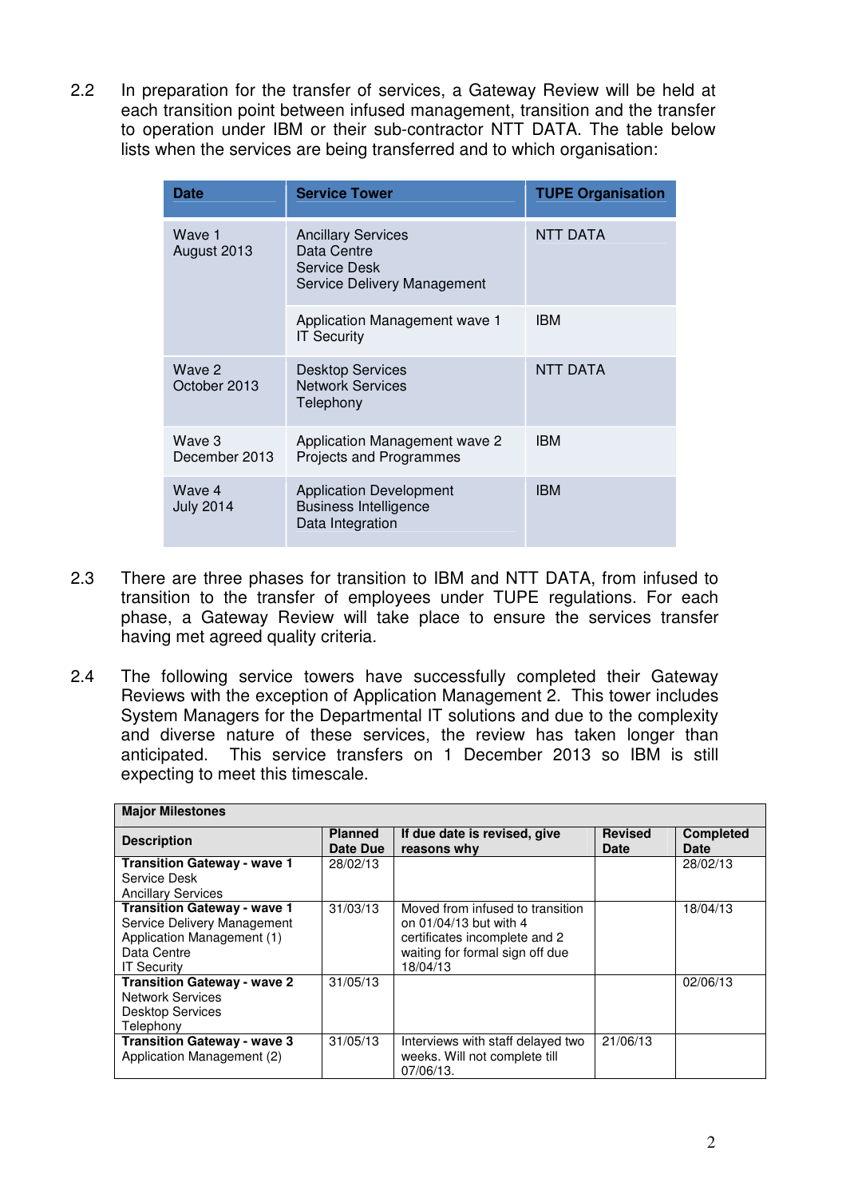2.2 In preparation for the transfer of services, a Gateway Review will be held at each transition point between infused management, transition and the transfer to operation under IBM or their sub-contractor NTT DATA. The table below lists when the services are being transferred and to which organisation:

| Date | Service Tower | TUPE Organisation |
|---|---|---|
| Wave 1<br>August 2013 | Ancillary Services<br>Data Centre<br>Service Desk<br>Service Delivery Management | NTT DATA |
| | Application Management wave 1<br>IT Security | IBM |
| Wave 2<br>October 2013 | Desktop Services<br>Network Services<br>Telephony | NTT DATA |
| Wave 3<br>December 2013 | Application Management wave 2<br>Projects and Programmes | IBM |
| Wave 4<br>July 2014 | Application Development<br>Business Intelligence<br>Data Integration | IBM |

2.3 There are three phases for transition to IBM and NTT DATA, from infused to transition to the transfer of employees under TUPE regulations. For each phase, a Gateway Review will take place to ensure the services transfer having met agreed quality criteria.

2.4 The following service towers have successfully completed their Gateway Reviews with the exception of Application Management 2. This tower includes System Managers for the Departmental IT solutions and due to the complexity and diverse nature of these services, the review has taken longer than anticipated. This service transfers on 1 December 2013 so IBM is still expecting to meet this timescale.

| **Major Milestones** | | | | |
|---|---|---|---|---|
| **Description** | **Planned Date Due** | **If due date is revised, give reasons why** | **Revised Date** | **Completed Date** |
| **Transition Gateway - wave 1**<br>Service Desk<br>Ancillary Services | 28/02/13 | | | 28/02/13 |
| **Transition Gateway - wave 1**<br>Service Delivery Management<br>Application Management (1)<br>Data Centre<br>IT Security | 31/03/13 | Moved from infused to transition on 01/04/13 but with 4 certificates incomplete and 2 waiting for formal sign off due 18/04/13 | | 18/04/13 |
| **Transition Gateway - wave 2**<br>Network Services<br>Desktop Services<br>Telephony | 31/05/13 | | | 02/06/13 |
| **Transition Gateway - wave 3**<br>Application Management (2) | 31/05/13 | Interviews with staff delayed two weeks. Will not complete till 07/06/13. | 21/06/13 | |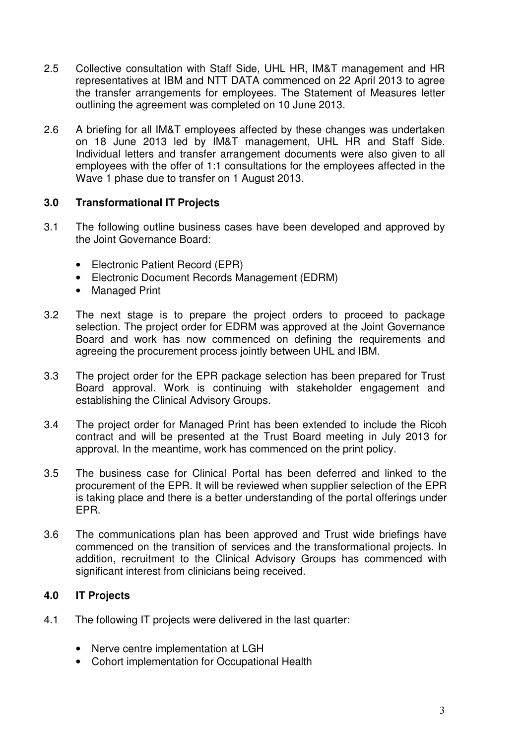2.5 Collective consultation with Staff Side, UHL HR, IM&T management and HR representatives at IBM and NTT DATA commenced on 22 April 2013 to agree the transfer arrangements for employees. The Statement of Measures letter outlining the agreement was completed on 10 June 2013.

2.6 A briefing for all IM&T employees affected by these changes was undertaken on 18 June 2013 led by IM&T management, UHL HR and Staff Side. Individual letters and transfer arrangement documents were also given to all employees with the offer of 1:1 consultations for the employees affected in the Wave 1 phase due to transfer on 1 August 2013.

## 3.0 Transformational IT Projects

3.1 The following outline business cases have been developed and approved by the Joint Governance Board:

- Electronic Patient Record (EPR)
- Electronic Document Records Management (EDRM)
- Managed Print

3.2 The next stage is to prepare the project orders to proceed to package selection. The project order for EDRM was approved at the Joint Governance Board and work has now commenced on defining the requirements and agreeing the procurement process jointly between UHL and IBM.

3.3 The project order for the EPR package selection has been prepared for Trust Board approval. Work is continuing with stakeholder engagement and establishing the Clinical Advisory Groups.

3.4 The project order for Managed Print has been extended to include the Ricoh contract and will be presented at the Trust Board meeting in July 2013 for approval. In the meantime, work has commenced on the print policy.

3.5 The business case for Clinical Portal has been deferred and linked to the procurement of the EPR. It will be reviewed when supplier selection of the EPR is taking place and there is a better understanding of the portal offerings under EPR.

3.6 The communications plan has been approved and Trust wide briefings have commenced on the transition of services and the transformational projects. In addition, recruitment to the Clinical Advisory Groups has commenced with significant interest from clinicians being received.

## 4.0 IT Projects

4.1 The following IT projects were delivered in the last quarter:

- Nerve centre implementation at LGH
- Cohort implementation for Occupational Health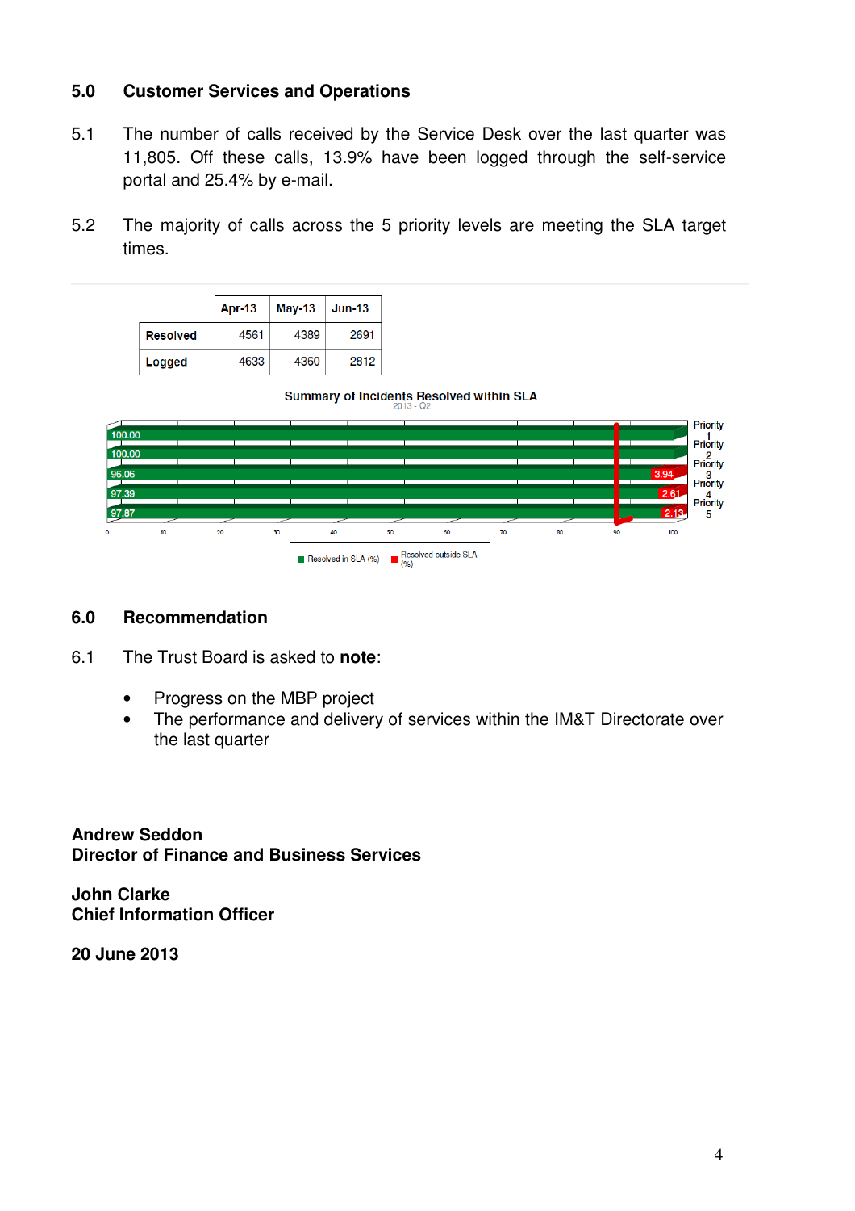## 5.0 Customer Services and Operations

5.1 The number of calls received by the Service Desk over the last quarter was 11,805. Off these calls, 13.9% have been logged through the self-service portal and 25.4% by e-mail.

5.2 The majority of calls across the 5 priority levels are meeting the SLA target times.

| | Apr-13 | May-13 | Jun-13 |
|---|---|---|---|
| Resolved | 4561 | 4389 | 2691 |
| Logged | 4633 | 4360 | 2812 |

Summary of Incidents Resolved within SLA

2013 - Q2

| | Resolved in SLA (%) | Resolved outside SLA (%) |
|---|---|---|
| Priority 1 | 100.00 | |
| Priority 2 | 100.00 | |
| Priority 3 | 96.06 | 3.94 |
| Priority 4 | 97.39 | 2.61 |
| Priority 5 | 97.87 | 2.13 |

## 6.0 Recommendation

6.1 The Trust Board is asked to **note**:

- Progress on the MBP project
- The performance and delivery of services within the IM&T Directorate over the last quarter

**Andrew Seddon**
**Director of Finance and Business Services**

**John Clarke**
**Chief Information Officer**

**20 June 2013**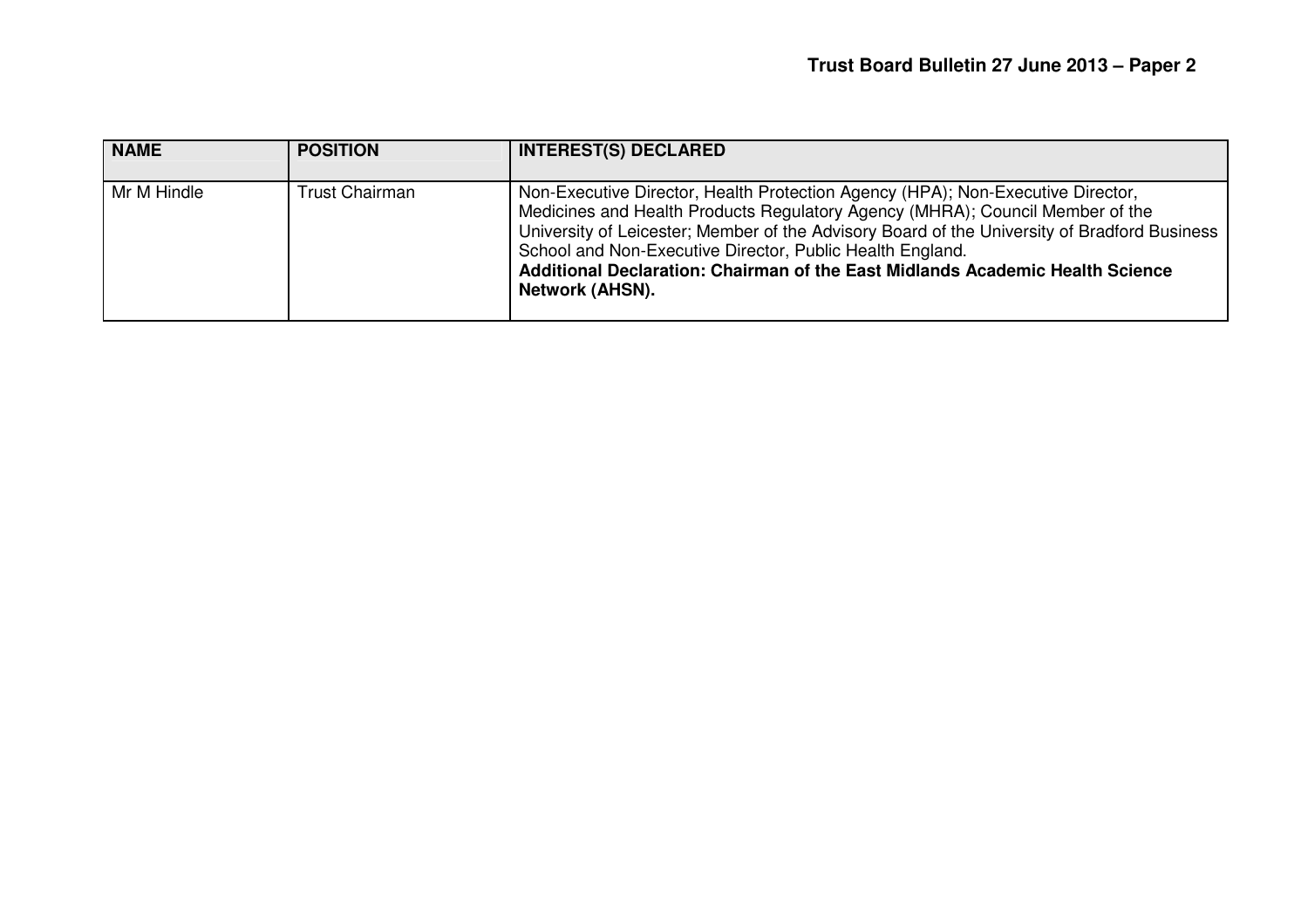| NAME | POSITION | INTEREST(S) DECLARED |
|---|---|---|
| Mr M Hindle | Trust Chairman | Non-Executive Director, Health Protection Agency (HPA); Non-Executive Director, Medicines and Health Products Regulatory Agency (MHRA); Council Member of the University of Leicester; Member of the Advisory Board of the University of Bradford Business School and Non-Executive Director, Public Health England. **Additional Declaration: Chairman of the East Midlands Academic Health Science Network (AHSN).** |